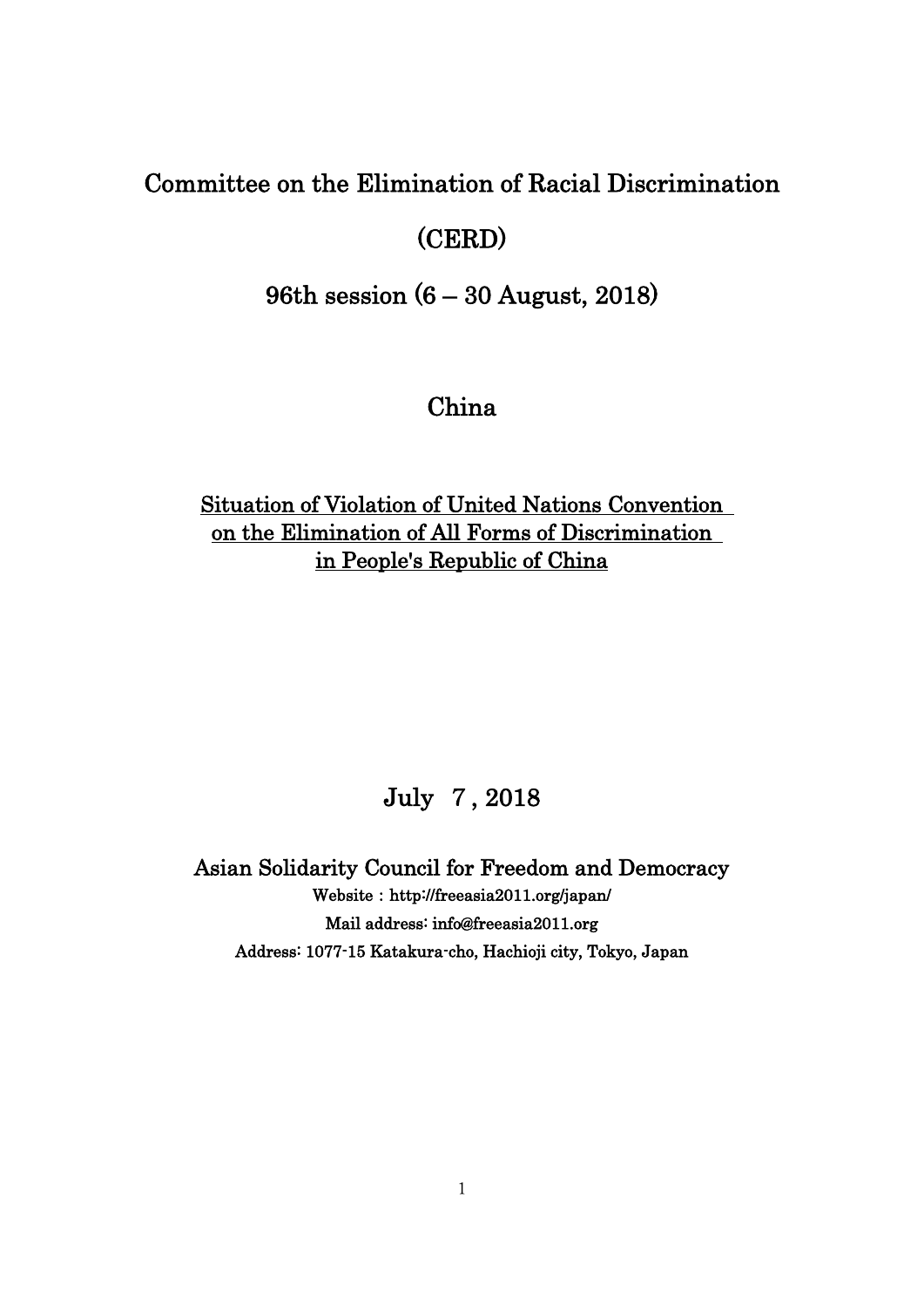# Committee on the Elimination of Racial Discrimination

# (CERD)

## 96th session (6 – 30 August, 2018)

## China

<u>Situation of Violation of United Nations Convention on the Elimination of All Forms of Discrimination in People's Republic of China</u>

July 7 , 2018

Asian Solidarity Council for Freedom and Democracy

Website : http://freeasia2011.org/japan/

Mail address: info@freeasia2011.org

Address: 1077-15 Katakura-cho, Hachioji city, Tokyo, Japan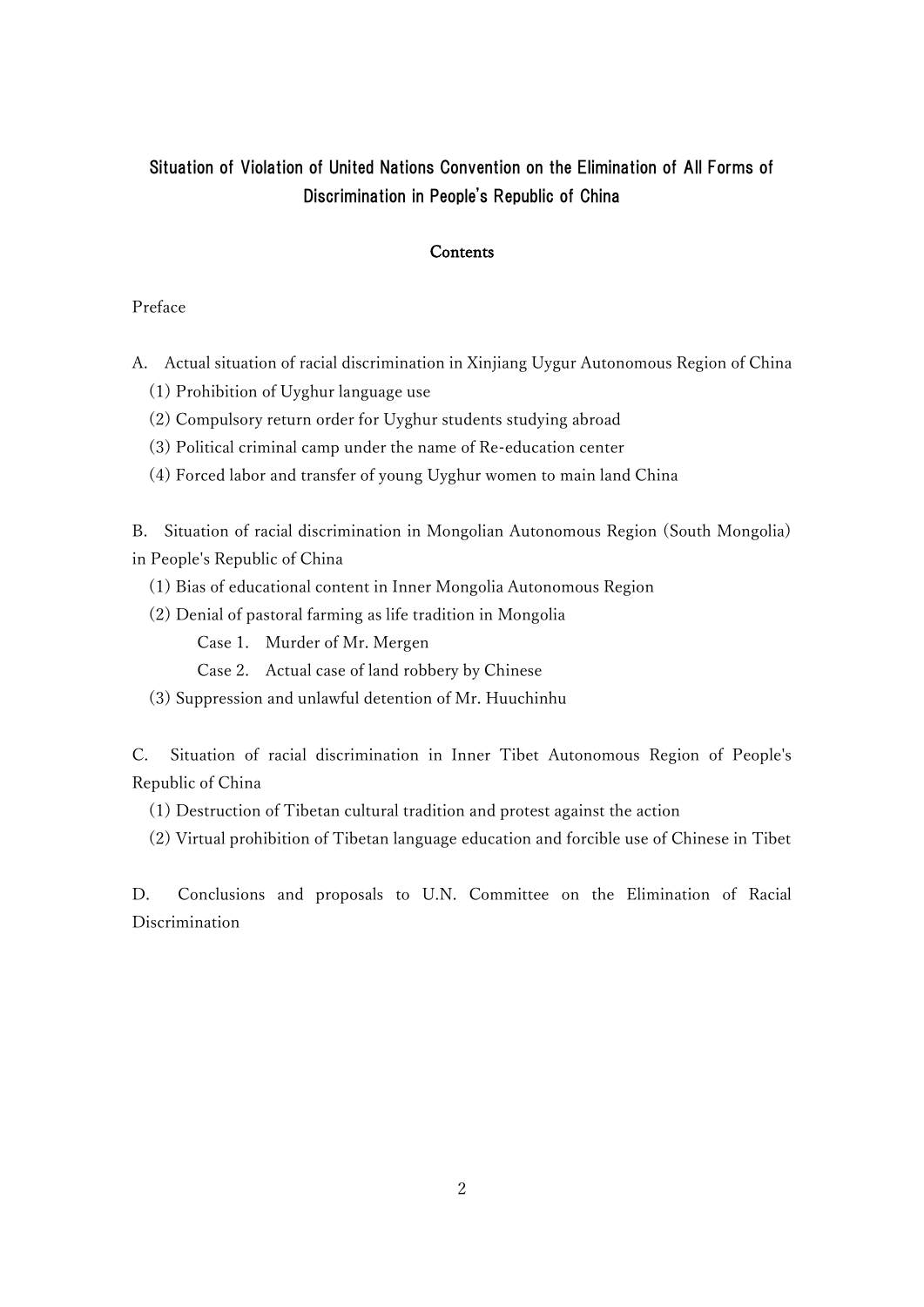# Situation of Violation of United Nations Convention on the Elimination of All Forms of Discrimination in People's Republic of China

## Contents

Preface

A. Actual situation of racial discrimination in Xinjiang Uygur Autonomous Region of China
  (1) Prohibition of Uyghur language use
  (2) Compulsory return order for Uyghur students studying abroad
  (3) Political criminal camp under the name of Re-education center
  (4) Forced labor and transfer of young Uyghur women to main land China

B. Situation of racial discrimination in Mongolian Autonomous Region (South Mongolia) in People's Republic of China
  (1) Bias of educational content in Inner Mongolia Autonomous Region
  (2) Denial of pastoral farming as life tradition in Mongolia
    Case 1. Murder of Mr. Mergen
    Case 2. Actual case of land robbery by Chinese
  (3) Suppression and unlawful detention of Mr. Huuchinhu

C. Situation of racial discrimination in Inner Tibet Autonomous Region of People's Republic of China
  (1) Destruction of Tibetan cultural tradition and protest against the action
  (2) Virtual prohibition of Tibetan language education and forcible use of Chinese in Tibet

D. Conclusions and proposals to U.N. Committee on the Elimination of Racial Discrimination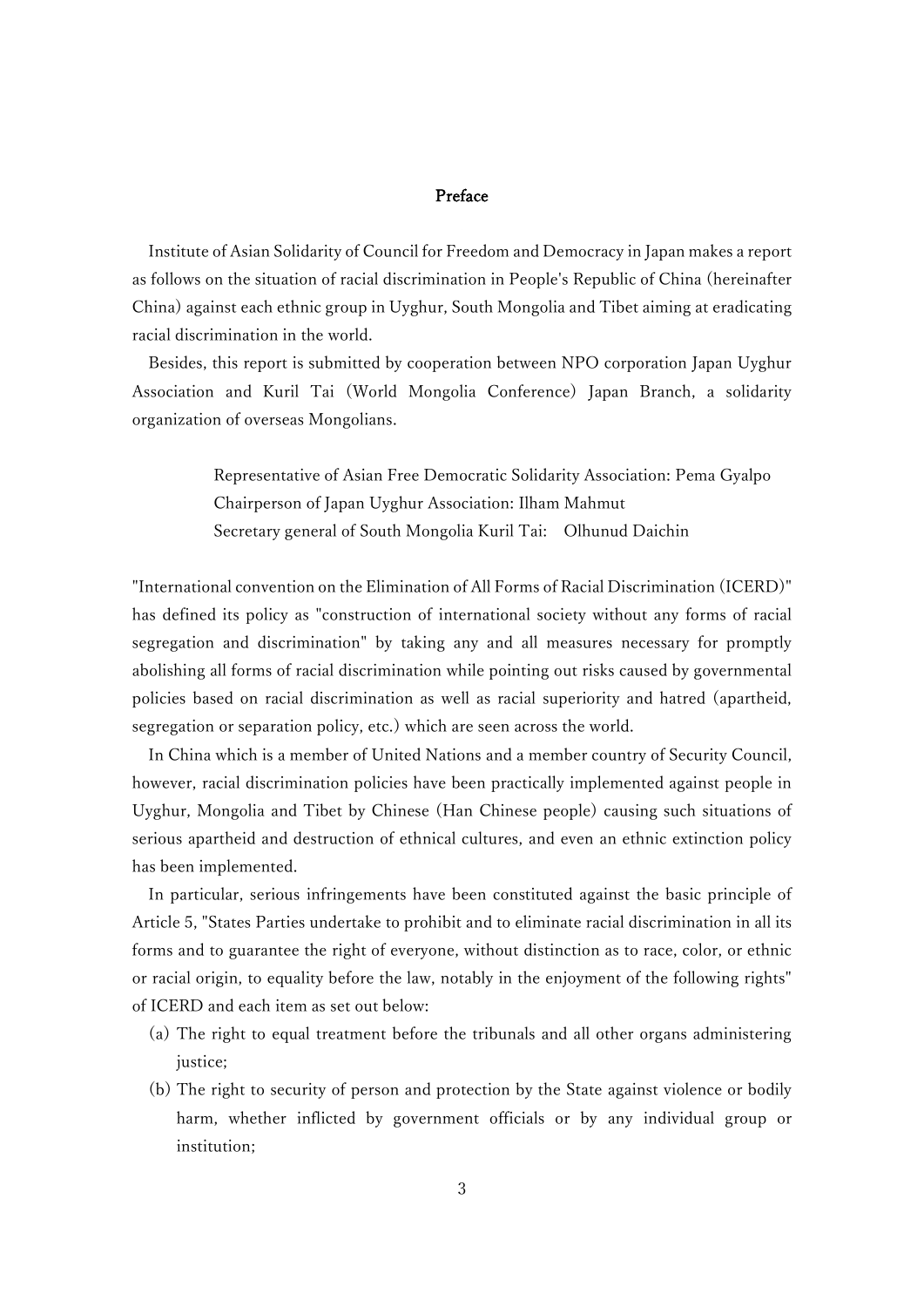## Preface

Institute of Asian Solidarity of Council for Freedom and Democracy in Japan makes a report as follows on the situation of racial discrimination in People's Republic of China (hereinafter China) against each ethnic group in Uyghur, South Mongolia and Tibet aiming at eradicating racial discrimination in the world.

Besides, this report is submitted by cooperation between NPO corporation Japan Uyghur Association and Kuril Tai (World Mongolia Conference) Japan Branch, a solidarity organization of overseas Mongolians.

> Representative of Asian Free Democratic Solidarity Association: Pema Gyalpo
> Chairperson of Japan Uyghur Association: Ilham Mahmut
> Secretary general of South Mongolia Kuril Tai: Olhunud Daichin

"International convention on the Elimination of All Forms of Racial Discrimination (ICERD)" has defined its policy as "construction of international society without any forms of racial segregation and discrimination" by taking any and all measures necessary for promptly abolishing all forms of racial discrimination while pointing out risks caused by governmental policies based on racial discrimination as well as racial superiority and hatred (apartheid, segregation or separation policy, etc.) which are seen across the world.

In China which is a member of United Nations and a member country of Security Council, however, racial discrimination policies have been practically implemented against people in Uyghur, Mongolia and Tibet by Chinese (Han Chinese people) causing such situations of serious apartheid and destruction of ethnical cultures, and even an ethnic extinction policy has been implemented.

In particular, serious infringements have been constituted against the basic principle of Article 5, "States Parties undertake to prohibit and to eliminate racial discrimination in all its forms and to guarantee the right of everyone, without distinction as to race, color, or ethnic or racial origin, to equality before the law, notably in the enjoyment of the following rights" of ICERD and each item as set out below:

(a) The right to equal treatment before the tribunals and all other organs administering justice;

(b) The right to security of person and protection by the State against violence or bodily harm, whether inflicted by government officials or by any individual group or institution;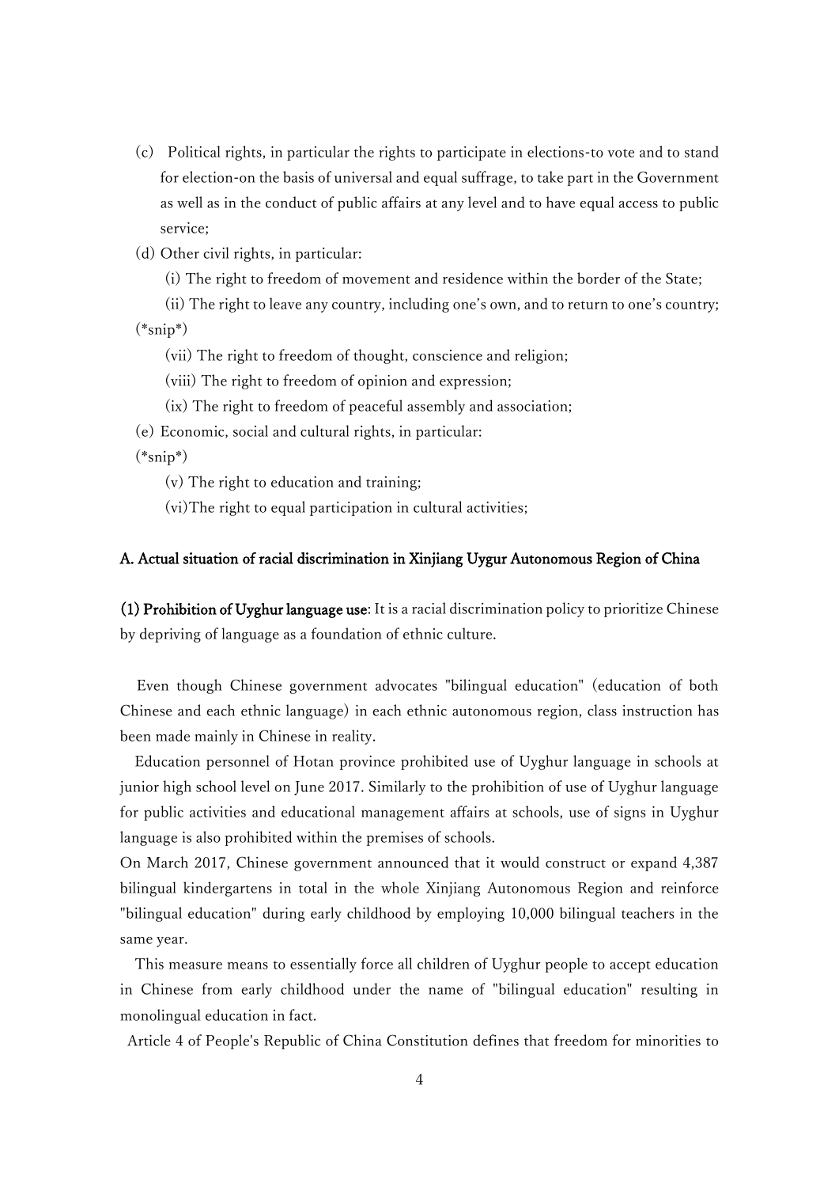(c) Political rights, in particular the rights to participate in elections-to vote and to stand for election-on the basis of universal and equal suffrage, to take part in the Government as well as in the conduct of public affairs at any level and to have equal access to public service;

(d) Other civil rights, in particular:

(i) The right to freedom of movement and residence within the border of the State;

(ii) The right to leave any country, including one's own, and to return to one's country;

(*snip*)

(vii) The right to freedom of thought, conscience and religion;

(viii) The right to freedom of opinion and expression;

(ix) The right to freedom of peaceful assembly and association;

(e) Economic, social and cultural rights, in particular:

(*snip*)

(v) The right to education and training;

(vi)The right to equal participation in cultural activities;

**A. Actual situation of racial discrimination in Xinjiang Uygur Autonomous Region of China**

**(1) Prohibition of Uyghur language use**: It is a racial discrimination policy to prioritize Chinese by depriving of language as a foundation of ethnic culture.

Even though Chinese government advocates "bilingual education" (education of both Chinese and each ethnic language) in each ethnic autonomous region, class instruction has been made mainly in Chinese in reality.

Education personnel of Hotan province prohibited use of Uyghur language in schools at junior high school level on June 2017. Similarly to the prohibition of use of Uyghur language for public activities and educational management affairs at schools, use of signs in Uyghur language is also prohibited within the premises of schools.

On March 2017, Chinese government announced that it would construct or expand 4,387 bilingual kindergartens in total in the whole Xinjiang Autonomous Region and reinforce "bilingual education" during early childhood by employing 10,000 bilingual teachers in the same year.

This measure means to essentially force all children of Uyghur people to accept education in Chinese from early childhood under the name of "bilingual education" resulting in monolingual education in fact.

Article 4 of People's Republic of China Constitution defines that freedom for minorities to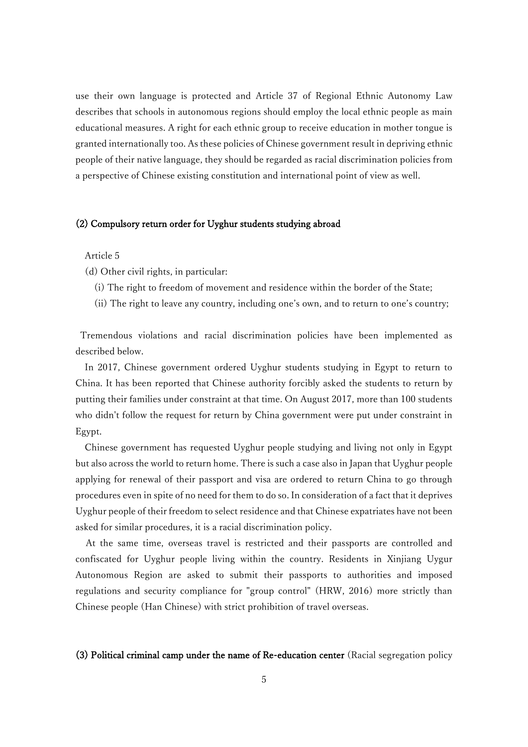use their own language is protected and Article 37 of Regional Ethnic Autonomy Law describes that schools in autonomous regions should employ the local ethnic people as main educational measures. A right for each ethnic group to receive education in mother tongue is granted internationally too. As these policies of Chinese government result in depriving ethnic people of their native language, they should be regarded as racial discrimination policies from a perspective of Chinese existing constitution and international point of view as well.

### (2) Compulsory return order for Uyghur students studying abroad

Article 5

(d) Other civil rights, in particular:

(i) The right to freedom of movement and residence within the border of the State;

(ii) The right to leave any country, including one's own, and to return to one's country;

Tremendous violations and racial discrimination policies have been implemented as described below.

In 2017, Chinese government ordered Uyghur students studying in Egypt to return to China. It has been reported that Chinese authority forcibly asked the students to return by putting their families under constraint at that time. On August 2017, more than 100 students who didn't follow the request for return by China government were put under constraint in Egypt.

Chinese government has requested Uyghur people studying and living not only in Egypt but also across the world to return home. There is such a case also in Japan that Uyghur people applying for renewal of their passport and visa are ordered to return China to go through procedures even in spite of no need for them to do so. In consideration of a fact that it deprives Uyghur people of their freedom to select residence and that Chinese expatriates have not been asked for similar procedures, it is a racial discrimination policy.

At the same time, overseas travel is restricted and their passports are controlled and confiscated for Uyghur people living within the country. Residents in Xinjiang Uygur Autonomous Region are asked to submit their passports to authorities and imposed regulations and security compliance for "group control" (HRW, 2016) more strictly than Chinese people (Han Chinese) with strict prohibition of travel overseas.

### (3) Political criminal camp under the name of Re-education center (Racial segregation policy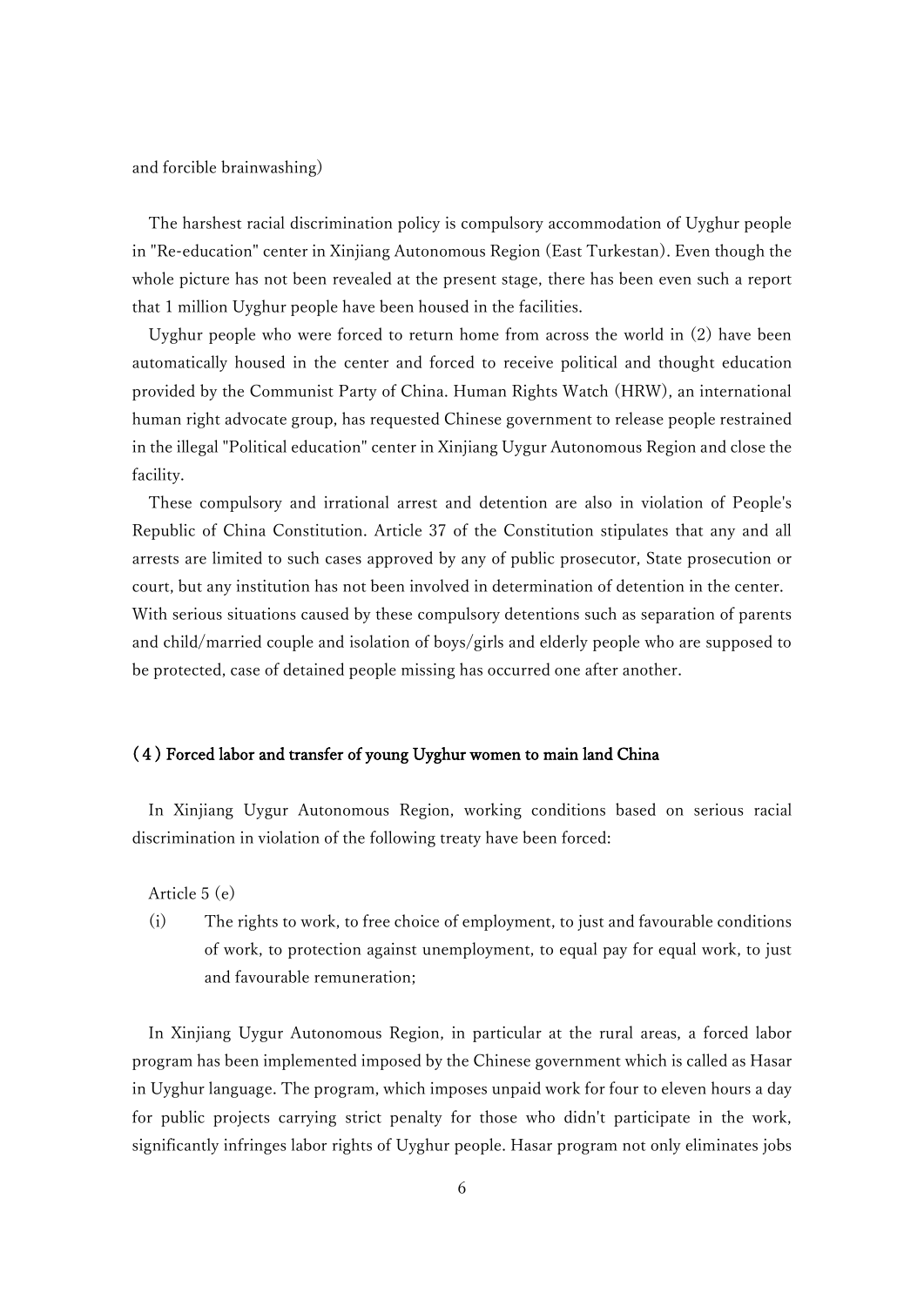and forcible brainwashing)

The harshest racial discrimination policy is compulsory accommodation of Uyghur people in "Re-education" center in Xinjiang Autonomous Region (East Turkestan). Even though the whole picture has not been revealed at the present stage, there has been even such a report that 1 million Uyghur people have been housed in the facilities.

Uyghur people who were forced to return home from across the world in (2) have been automatically housed in the center and forced to receive political and thought education provided by the Communist Party of China. Human Rights Watch (HRW), an international human right advocate group, has requested Chinese government to release people restrained in the illegal "Political education" center in Xinjiang Uygur Autonomous Region and close the facility.

These compulsory and irrational arrest and detention are also in violation of People's Republic of China Constitution. Article 37 of the Constitution stipulates that any and all arrests are limited to such cases approved by any of public prosecutor, State prosecution or court, but any institution has not been involved in determination of detention in the center. With serious situations caused by these compulsory detentions such as separation of parents and child/married couple and isolation of boys/girls and elderly people who are supposed to be protected, case of detained people missing has occurred one after another.

### (4) Forced labor and transfer of young Uyghur women to main land China

In Xinjiang Uygur Autonomous Region, working conditions based on serious racial discrimination in violation of the following treaty have been forced:

Article 5 (e)

(i) The rights to work, to free choice of employment, to just and favourable conditions of work, to protection against unemployment, to equal pay for equal work, to just and favourable remuneration;

In Xinjiang Uygur Autonomous Region, in particular at the rural areas, a forced labor program has been implemented imposed by the Chinese government which is called as Hasar in Uyghur language. The program, which imposes unpaid work for four to eleven hours a day for public projects carrying strict penalty for those who didn't participate in the work, significantly infringes labor rights of Uyghur people. Hasar program not only eliminates jobs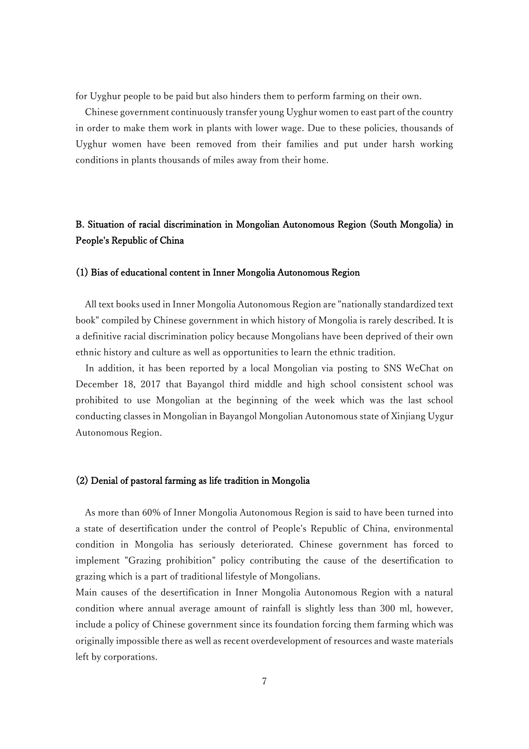for Uyghur people to be paid but also hinders them to perform farming on their own.

Chinese government continuously transfer young Uyghur women to east part of the country in order to make them work in plants with lower wage. Due to these policies, thousands of Uyghur women have been removed from their families and put under harsh working conditions in plants thousands of miles away from their home.

### B. Situation of racial discrimination in Mongolian Autonomous Region (South Mongolia) in People's Republic of China

#### (1) Bias of educational content in Inner Mongolia Autonomous Region

All text books used in Inner Mongolia Autonomous Region are "nationally standardized text book" compiled by Chinese government in which history of Mongolia is rarely described. It is a definitive racial discrimination policy because Mongolians have been deprived of their own ethnic history and culture as well as opportunities to learn the ethnic tradition.

In addition, it has been reported by a local Mongolian via posting to SNS WeChat on December 18, 2017 that Bayangol third middle and high school consistent school was prohibited to use Mongolian at the beginning of the week which was the last school conducting classes in Mongolian in Bayangol Mongolian Autonomous state of Xinjiang Uygur Autonomous Region.

#### (2) Denial of pastoral farming as life tradition in Mongolia

As more than 60% of Inner Mongolia Autonomous Region is said to have been turned into a state of desertification under the control of People's Republic of China, environmental condition in Mongolia has seriously deteriorated. Chinese government has forced to implement "Grazing prohibition" policy contributing the cause of the desertification to grazing which is a part of traditional lifestyle of Mongolians.

Main causes of the desertification in Inner Mongolia Autonomous Region with a natural condition where annual average amount of rainfall is slightly less than 300 ml, however, include a policy of Chinese government since its foundation forcing them farming which was originally impossible there as well as recent overdevelopment of resources and waste materials left by corporations.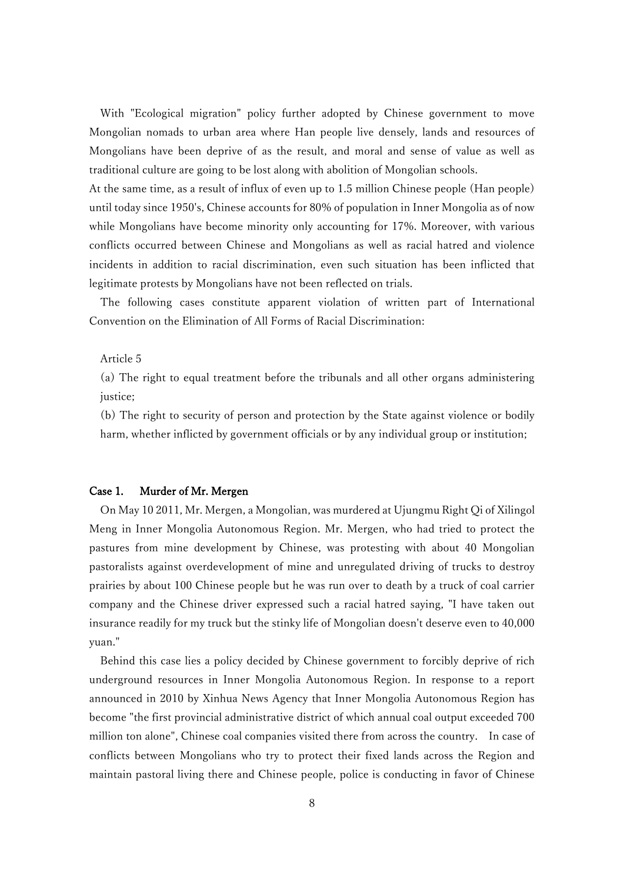With "Ecological migration" policy further adopted by Chinese government to move Mongolian nomads to urban area where Han people live densely, lands and resources of Mongolians have been deprive of as the result, and moral and sense of value as well as traditional culture are going to be lost along with abolition of Mongolian schools.

At the same time, as a result of influx of even up to 1.5 million Chinese people (Han people) until today since 1950's, Chinese accounts for 80% of population in Inner Mongolia as of now while Mongolians have become minority only accounting for 17%. Moreover, with various conflicts occurred between Chinese and Mongolians as well as racial hatred and violence incidents in addition to racial discrimination, even such situation has been inflicted that legitimate protests by Mongolians have not been reflected on trials.

The following cases constitute apparent violation of written part of International Convention on the Elimination of All Forms of Racial Discrimination:

Article 5

(a) The right to equal treatment before the tribunals and all other organs administering justice;

(b) The right to security of person and protection by the State against violence or bodily harm, whether inflicted by government officials or by any individual group or institution;

### Case 1. Murder of Mr. Mergen

On May 10 2011, Mr. Mergen, a Mongolian, was murdered at Ujungmu Right Qi of Xilingol Meng in Inner Mongolia Autonomous Region. Mr. Mergen, who had tried to protect the pastures from mine development by Chinese, was protesting with about 40 Mongolian pastoralists against overdevelopment of mine and unregulated driving of trucks to destroy prairies by about 100 Chinese people but he was run over to death by a truck of coal carrier company and the Chinese driver expressed such a racial hatred saying, "I have taken out insurance readily for my truck but the stinky life of Mongolian doesn't deserve even to 40,000 yuan."

Behind this case lies a policy decided by Chinese government to forcibly deprive of rich underground resources in Inner Mongolia Autonomous Region. In response to a report announced in 2010 by Xinhua News Agency that Inner Mongolia Autonomous Region has become "the first provincial administrative district of which annual coal output exceeded 700 million ton alone", Chinese coal companies visited there from across the country. In case of conflicts between Mongolians who try to protect their fixed lands across the Region and maintain pastoral living there and Chinese people, police is conducting in favor of Chinese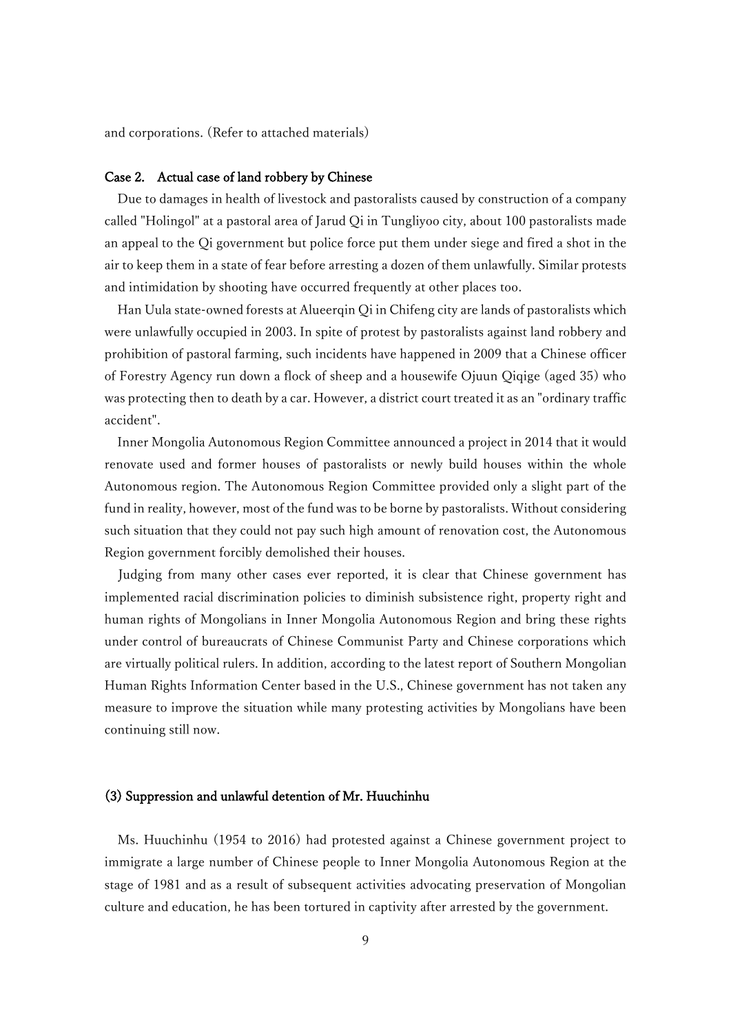and corporations. (Refer to attached materials)

**Case 2. Actual case of land robbery by Chinese**

Due to damages in health of livestock and pastoralists caused by construction of a company called "Holingol" at a pastoral area of Jarud Qi in Tungliyoo city, about 100 pastoralists made an appeal to the Qi government but police force put them under siege and fired a shot in the air to keep them in a state of fear before arresting a dozen of them unlawfully. Similar protests and intimidation by shooting have occurred frequently at other places too.

Han Uula state-owned forests at Alueerqin Qi in Chifeng city are lands of pastoralists which were unlawfully occupied in 2003. In spite of protest by pastoralists against land robbery and prohibition of pastoral farming, such incidents have happened in 2009 that a Chinese officer of Forestry Agency run down a flock of sheep and a housewife Ojuun Qiqige (aged 35) who was protecting then to death by a car. However, a district court treated it as an "ordinary traffic accident".

Inner Mongolia Autonomous Region Committee announced a project in 2014 that it would renovate used and former houses of pastoralists or newly build houses within the whole Autonomous region. The Autonomous Region Committee provided only a slight part of the fund in reality, however, most of the fund was to be borne by pastoralists. Without considering such situation that they could not pay such high amount of renovation cost, the Autonomous Region government forcibly demolished their houses.

Judging from many other cases ever reported, it is clear that Chinese government has implemented racial discrimination policies to diminish subsistence right, property right and human rights of Mongolians in Inner Mongolia Autonomous Region and bring these rights under control of bureaucrats of Chinese Communist Party and Chinese corporations which are virtually political rulers. In addition, according to the latest report of Southern Mongolian Human Rights Information Center based in the U.S., Chinese government has not taken any measure to improve the situation while many protesting activities by Mongolians have been continuing still now.

### (3) Suppression and unlawful detention of Mr. Huuchinhu

Ms. Huuchinhu (1954 to 2016) had protested against a Chinese government project to immigrate a large number of Chinese people to Inner Mongolia Autonomous Region at the stage of 1981 and as a result of subsequent activities advocating preservation of Mongolian culture and education, he has been tortured in captivity after arrested by the government.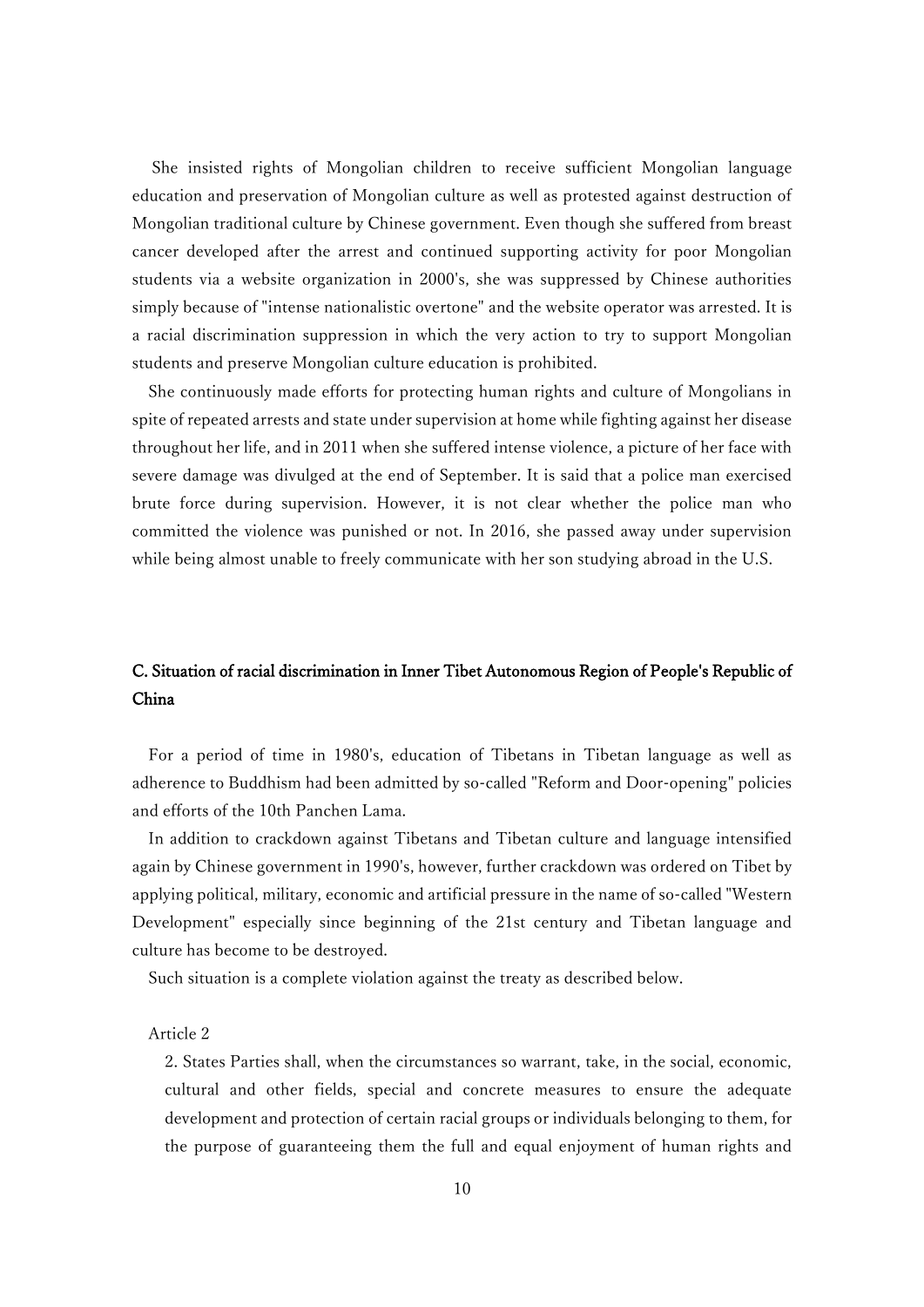She insisted rights of Mongolian children to receive sufficient Mongolian language education and preservation of Mongolian culture as well as protested against destruction of Mongolian traditional culture by Chinese government. Even though she suffered from breast cancer developed after the arrest and continued supporting activity for poor Mongolian students via a website organization in 2000's, she was suppressed by Chinese authorities simply because of "intense nationalistic overtone" and the website operator was arrested. It is a racial discrimination suppression in which the very action to try to support Mongolian students and preserve Mongolian culture education is prohibited.

She continuously made efforts for protecting human rights and culture of Mongolians in spite of repeated arrests and state under supervision at home while fighting against her disease throughout her life, and in 2011 when she suffered intense violence, a picture of her face with severe damage was divulged at the end of September. It is said that a police man exercised brute force during supervision. However, it is not clear whether the police man who committed the violence was punished or not. In 2016, she passed away under supervision while being almost unable to freely communicate with her son studying abroad in the U.S.

## C. Situation of racial discrimination in Inner Tibet Autonomous Region of People's Republic of China

For a period of time in 1980's, education of Tibetans in Tibetan language as well as adherence to Buddhism had been admitted by so-called "Reform and Door-opening" policies and efforts of the 10th Panchen Lama.

In addition to crackdown against Tibetans and Tibetan culture and language intensified again by Chinese government in 1990's, however, further crackdown was ordered on Tibet by applying political, military, economic and artificial pressure in the name of so-called "Western Development" especially since beginning of the 21st century and Tibetan language and culture has become to be destroyed.

Such situation is a complete violation against the treaty as described below.

Article 2

2. States Parties shall, when the circumstances so warrant, take, in the social, economic, cultural and other fields, special and concrete measures to ensure the adequate development and protection of certain racial groups or individuals belonging to them, for the purpose of guaranteeing them the full and equal enjoyment of human rights and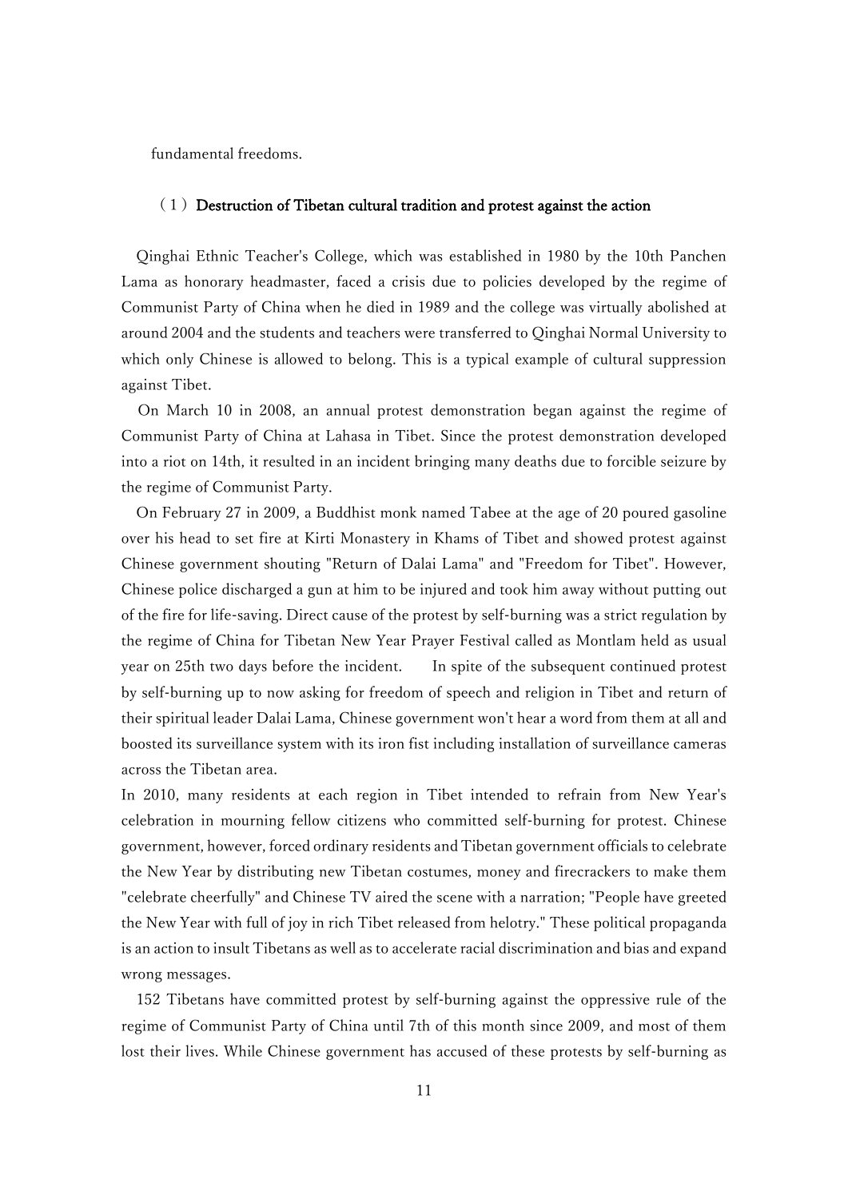fundamental freedoms.

### （１）Destruction of Tibetan cultural tradition and protest against the action

Qinghai Ethnic Teacher's College, which was established in 1980 by the 10th Panchen Lama as honorary headmaster, faced a crisis due to policies developed by the regime of Communist Party of China when he died in 1989 and the college was virtually abolished at around 2004 and the students and teachers were transferred to Qinghai Normal University to which only Chinese is allowed to belong. This is a typical example of cultural suppression against Tibet.

On March 10 in 2008, an annual protest demonstration began against the regime of Communist Party of China at Lahasa in Tibet. Since the protest demonstration developed into a riot on 14th, it resulted in an incident bringing many deaths due to forcible seizure by the regime of Communist Party.

On February 27 in 2009, a Buddhist monk named Tabee at the age of 20 poured gasoline over his head to set fire at Kirti Monastery in Khams of Tibet and showed protest against Chinese government shouting "Return of Dalai Lama" and "Freedom for Tibet". However, Chinese police discharged a gun at him to be injured and took him away without putting out of the fire for life-saving. Direct cause of the protest by self-burning was a strict regulation by the regime of China for Tibetan New Year Prayer Festival called as Montlam held as usual year on 25th two days before the incident. In spite of the subsequent continued protest by self-burning up to now asking for freedom of speech and religion in Tibet and return of their spiritual leader Dalai Lama, Chinese government won't hear a word from them at all and boosted its surveillance system with its iron fist including installation of surveillance cameras across the Tibetan area.

In 2010, many residents at each region in Tibet intended to refrain from New Year's celebration in mourning fellow citizens who committed self-burning for protest. Chinese government, however, forced ordinary residents and Tibetan government officials to celebrate the New Year by distributing new Tibetan costumes, money and firecrackers to make them "celebrate cheerfully" and Chinese TV aired the scene with a narration; "People have greeted the New Year with full of joy in rich Tibet released from helotry." These political propaganda is an action to insult Tibetans as well as to accelerate racial discrimination and bias and expand wrong messages.

152 Tibetans have committed protest by self-burning against the oppressive rule of the regime of Communist Party of China until 7th of this month since 2009, and most of them lost their lives. While Chinese government has accused of these protests by self-burning as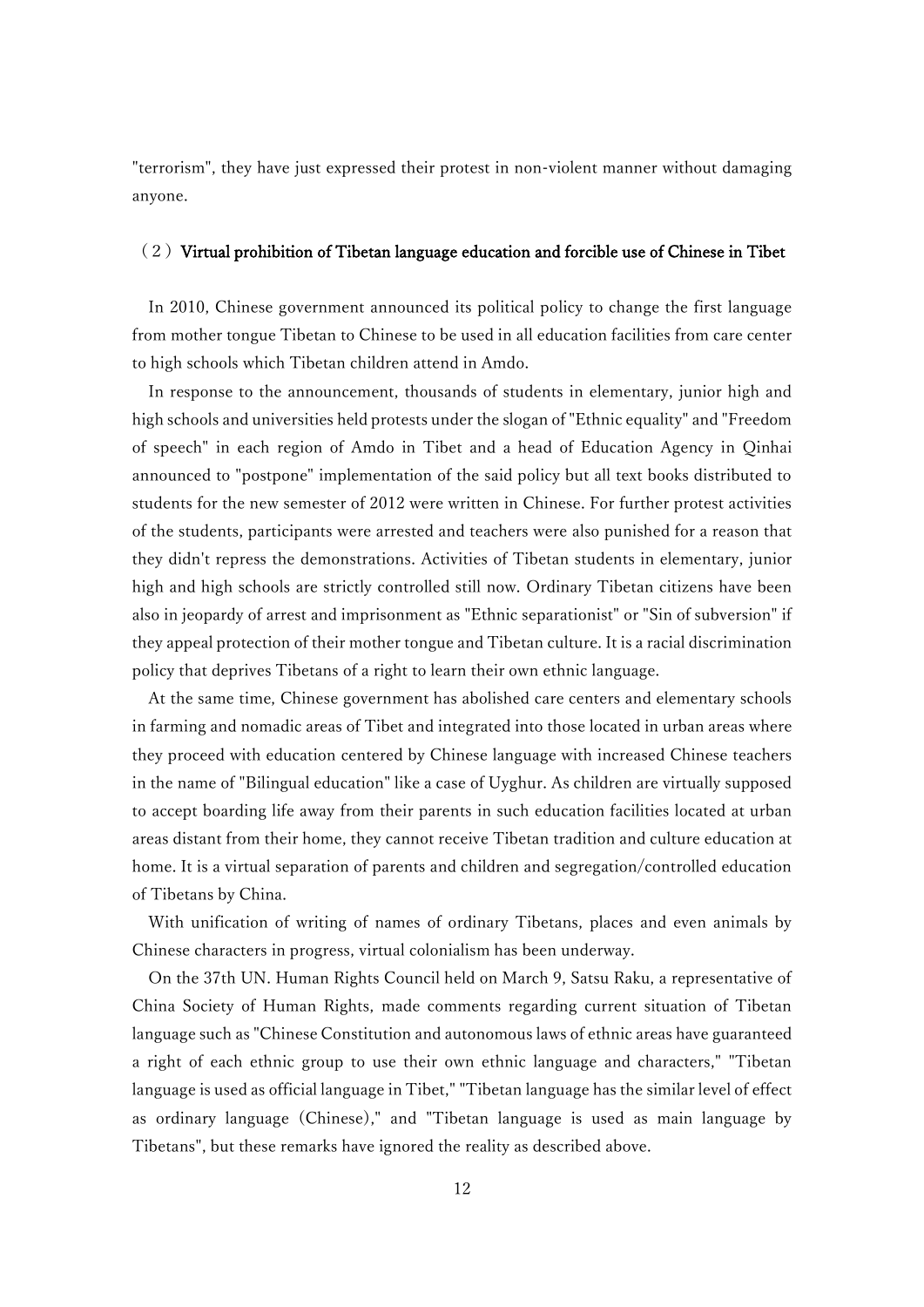"terrorism", they have just expressed their protest in non-violent manner without damaging anyone.

### （２）Virtual prohibition of Tibetan language education and forcible use of Chinese in Tibet

In 2010, Chinese government announced its political policy to change the first language from mother tongue Tibetan to Chinese to be used in all education facilities from care center to high schools which Tibetan children attend in Amdo.

In response to the announcement, thousands of students in elementary, junior high and high schools and universities held protests under the slogan of "Ethnic equality" and "Freedom of speech" in each region of Amdo in Tibet and a head of Education Agency in Qinhai announced to "postpone" implementation of the said policy but all text books distributed to students for the new semester of 2012 were written in Chinese. For further protest activities of the students, participants were arrested and teachers were also punished for a reason that they didn't repress the demonstrations. Activities of Tibetan students in elementary, junior high and high schools are strictly controlled still now. Ordinary Tibetan citizens have been also in jeopardy of arrest and imprisonment as "Ethnic separationist" or "Sin of subversion" if they appeal protection of their mother tongue and Tibetan culture. It is a racial discrimination policy that deprives Tibetans of a right to learn their own ethnic language.

At the same time, Chinese government has abolished care centers and elementary schools in farming and nomadic areas of Tibet and integrated into those located in urban areas where they proceed with education centered by Chinese language with increased Chinese teachers in the name of "Bilingual education" like a case of Uyghur. As children are virtually supposed to accept boarding life away from their parents in such education facilities located at urban areas distant from their home, they cannot receive Tibetan tradition and culture education at home. It is a virtual separation of parents and children and segregation/controlled education of Tibetans by China.

With unification of writing of names of ordinary Tibetans, places and even animals by Chinese characters in progress, virtual colonialism has been underway.

On the 37th UN. Human Rights Council held on March 9, Satsu Raku, a representative of China Society of Human Rights, made comments regarding current situation of Tibetan language such as "Chinese Constitution and autonomous laws of ethnic areas have guaranteed a right of each ethnic group to use their own ethnic language and characters," "Tibetan language is used as official language in Tibet," "Tibetan language has the similar level of effect as ordinary language (Chinese)," and "Tibetan language is used as main language by Tibetans", but these remarks have ignored the reality as described above.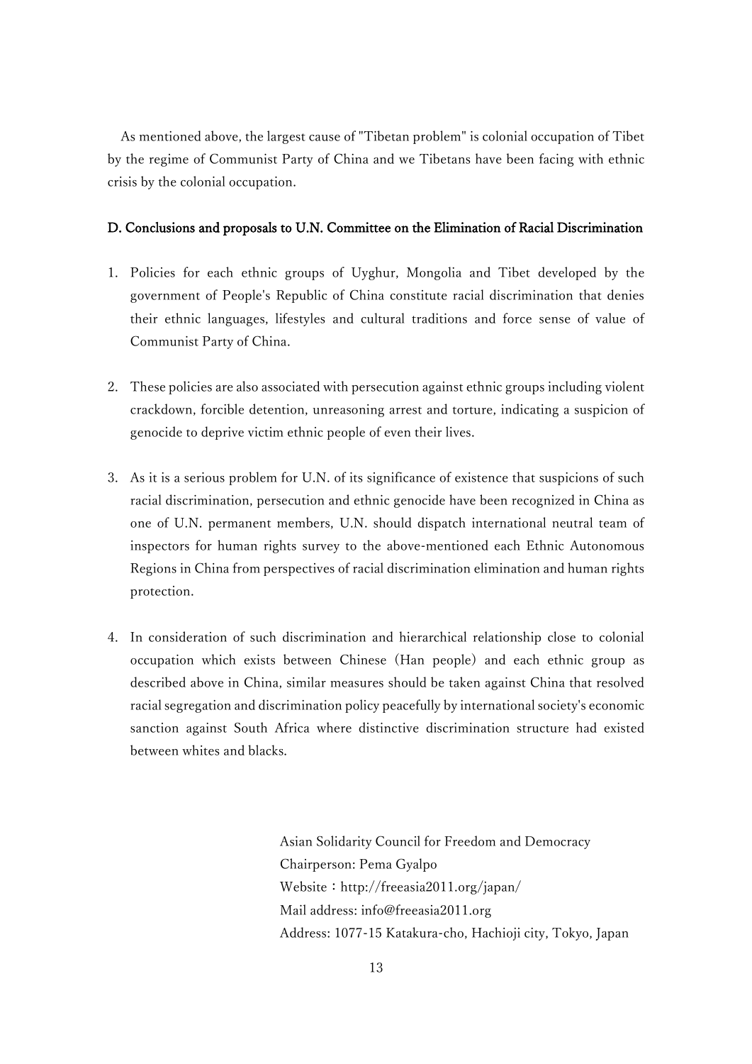As mentioned above, the largest cause of "Tibetan problem" is colonial occupation of Tibet by the regime of Communist Party of China and we Tibetans have been facing with ethnic crisis by the colonial occupation.

## D. Conclusions and proposals to U.N. Committee on the Elimination of Racial Discrimination

1. Policies for each ethnic groups of Uyghur, Mongolia and Tibet developed by the government of People's Republic of China constitute racial discrimination that denies their ethnic languages, lifestyles and cultural traditions and force sense of value of Communist Party of China.

2. These policies are also associated with persecution against ethnic groups including violent crackdown, forcible detention, unreasoning arrest and torture, indicating a suspicion of genocide to deprive victim ethnic people of even their lives.

3. As it is a serious problem for U.N. of its significance of existence that suspicions of such racial discrimination, persecution and ethnic genocide have been recognized in China as one of U.N. permanent members, U.N. should dispatch international neutral team of inspectors for human rights survey to the above-mentioned each Ethnic Autonomous Regions in China from perspectives of racial discrimination elimination and human rights protection.

4. In consideration of such discrimination and hierarchical relationship close to colonial occupation which exists between Chinese (Han people) and each ethnic group as described above in China, similar measures should be taken against China that resolved racial segregation and discrimination policy peacefully by international society's economic sanction against South Africa where distinctive discrimination structure had existed between whites and blacks.

Asian Solidarity Council for Freedom and Democracy  
Chairperson: Pema Gyalpo  
Website：http://freeasia2011.org/japan/  
Mail address: info@freeasia2011.org  
Address: 1077-15 Katakura-cho, Hachioji city, Tokyo, Japan